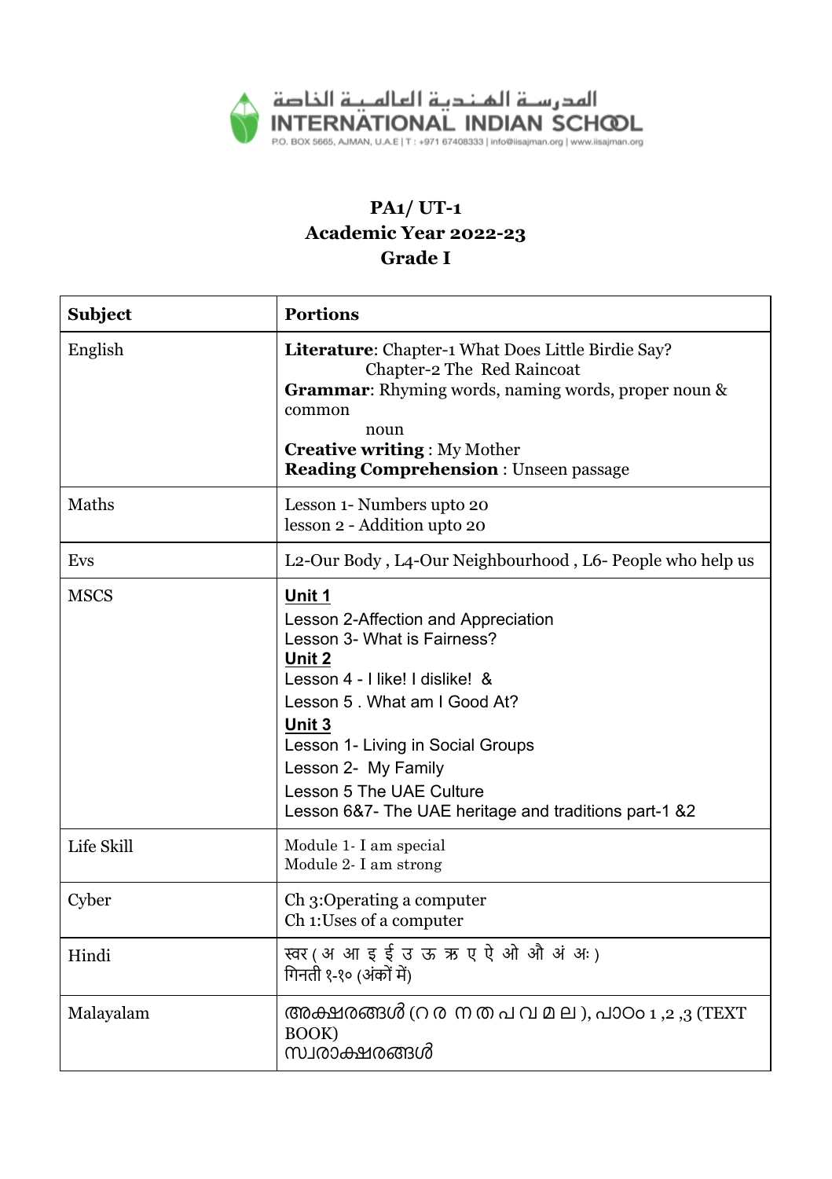المدرسة الهندية العالمية الخاصة
INTERNATIONAL INDIAN SCHOOL
P.O. BOX 5665, AJMAN, U.A.E | T : +971 67408333 | info@iisajman.org | www.iisajman.org

# PA1/ UT-1
## Academic Year 2022-23
## Grade I

| Subject | Portions |
|---|---|
| English | **Literature**: Chapter-1 What Does Little Birdie Say?<br>Chapter-2 The Red Raincoat<br>**Grammar**: Rhyming words, naming words, proper noun & common noun<br>**Creative writing** : My Mother<br>**Reading Comprehension** : Unseen passage |
| Maths | Lesson 1- Numbers upto 20<br>lesson 2 - Addition upto 20 |
| Evs | L2-Our Body , L4-Our Neighbourhood , L6- People who help us |
| MSCS | **Unit 1**<br>Lesson 2-Affection and Appreciation<br>Lesson 3- What is Fairness?<br>**Unit 2**<br>Lesson 4 - I like! I dislike! &<br>Lesson 5 . What am I Good At?<br>**Unit 3**<br>Lesson 1- Living in Social Groups<br>Lesson 2- My Family<br>Lesson 5 The UAE Culture<br>Lesson 6&7- The UAE heritage and traditions part-1 &2 |
| Life Skill | Module 1- I am special<br>Module 2- I am strong |
| Cyber | Ch 3:Operating a computer<br>Ch 1:Uses of a computer |
| Hindi | स्वर ( अ आ इ ई उ ऊ ऋ ए ऐ ओ औ अं अः )<br>गिनती १-१० (अंकों में) |
| Malayalam | അക്ഷരങ്ങൾ (ഠ ര ന ത പ വ മ ല ), പാഠം 1 ,2 ,3 (TEXT BOOK)<br>സ്വരാക്ഷരങ്ങൾ |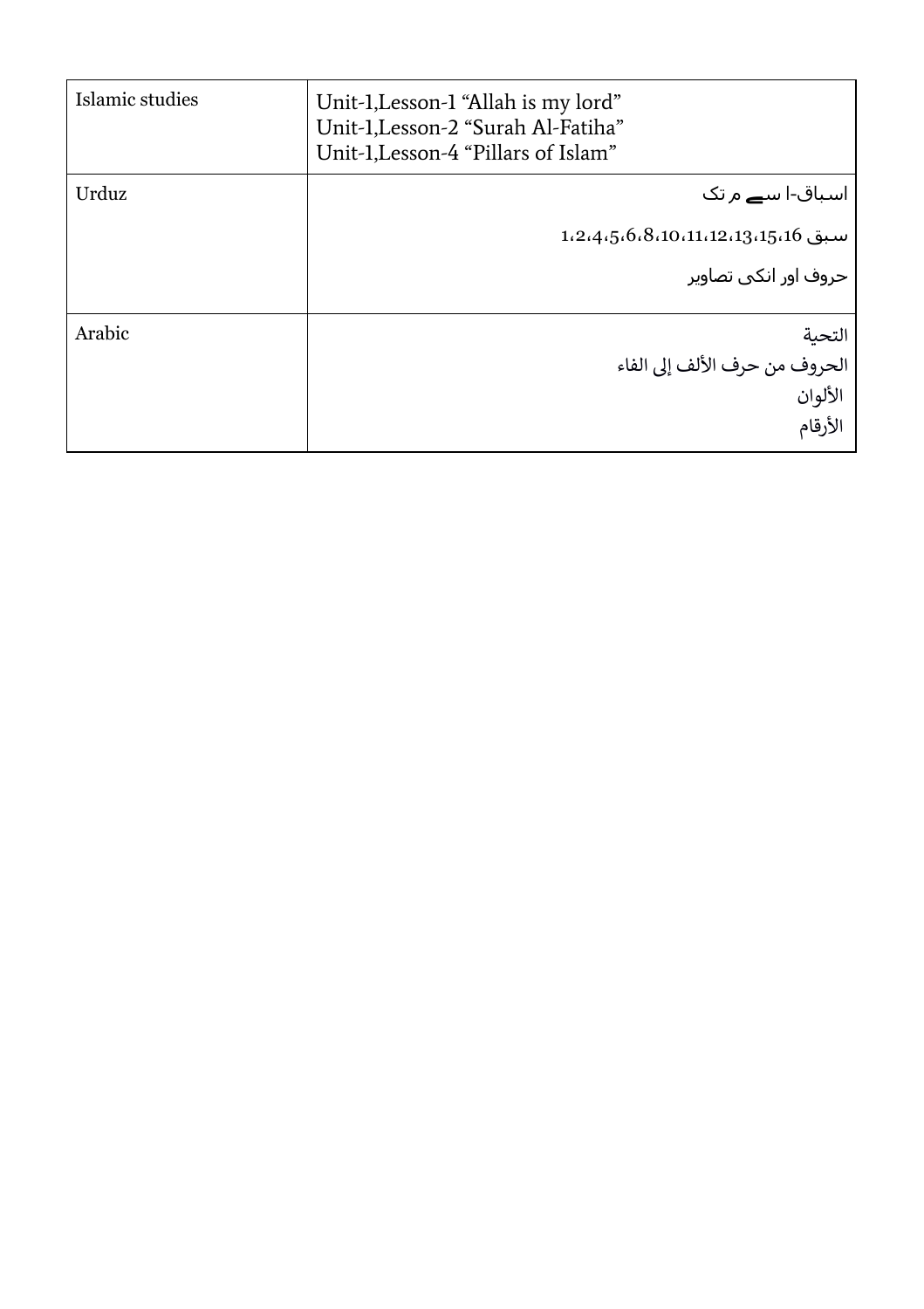| Islamic studies | Unit-1,Lesson-1 "Allah is my lord"<br>Unit-1,Lesson-2 "Surah Al-Fatiha"<br>Unit-1,Lesson-4 "Pillars of Islam" |
|---|---|
| Urduz | اسباق-ا سے م تک<br>سبق 1،2،4،5،6،8،10،11،12،13،15،16<br>حروف اور انکی تصاویر |
| Arabic | التحية<br>الحروف من حرف الألف إلى الفاء<br>الألوان<br>الأرقام |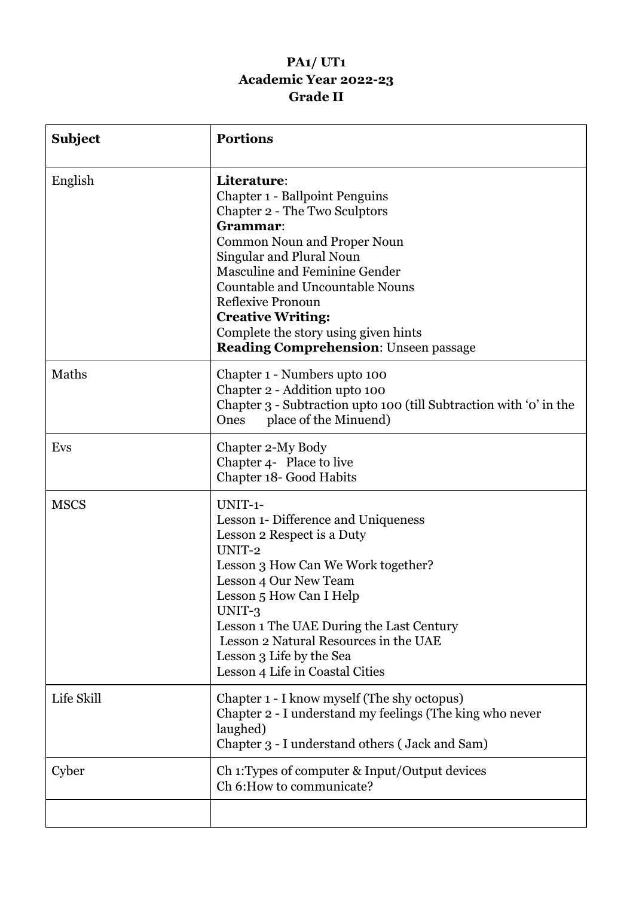**PA1/ UT1**
**Academic Year 2022-23**
**Grade II**

| **Subject** | **Portions** |
|---|---|
| English | **Literature**:<br>Chapter 1 - Ballpoint Penguins<br>Chapter 2 - The Two Sculptors<br>**Grammar**:<br>Common Noun and Proper Noun<br>Singular and Plural Noun<br>Masculine and Feminine Gender<br>Countable and Uncountable Nouns<br>Reflexive Pronoun<br>**Creative Writing:**<br>Complete the story using given hints<br>**Reading Comprehension**: Unseen passage |
| Maths | Chapter 1 - Numbers upto 100<br>Chapter 2 - Addition upto 100<br>Chapter 3 - Subtraction upto 100 (till Subtraction with '0' in the Ones place of the Minuend) |
| Evs | Chapter 2-My Body<br>Chapter 4- Place to live<br>Chapter 18- Good Habits |
| MSCS | UNIT-1-<br>Lesson 1- Difference and Uniqueness<br>Lesson 2 Respect is a Duty<br>UNIT-2<br>Lesson 3 How Can We Work together?<br>Lesson 4 Our New Team<br>Lesson 5 How Can I Help<br>UNIT-3<br>Lesson 1 The UAE During the Last Century<br>Lesson 2 Natural Resources in the UAE<br>Lesson 3 Life by the Sea<br>Lesson 4 Life in Coastal Cities |
| Life Skill | Chapter 1 - I know myself (The shy octopus)<br>Chapter 2 - I understand my feelings (The king who never laughed)<br>Chapter 3 - I understand others ( Jack and Sam) |
| Cyber | Ch 1:Types of computer & Input/Output devices<br>Ch 6:How to communicate? |
| | |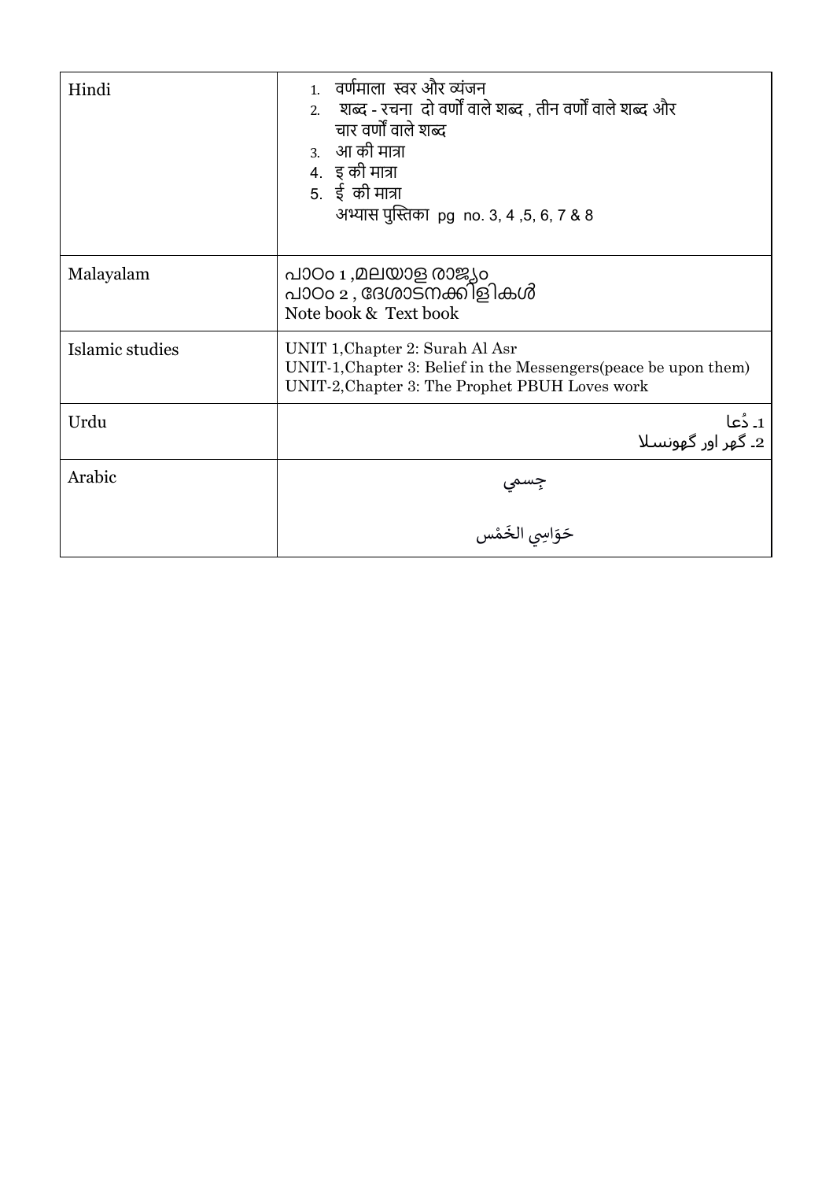| Hindi | 1. वर्णमाला स्वर और व्यंजन<br>2. शब्द - रचना दो वर्णों वाले शब्द , तीन वर्णों वाले शब्द और चार वर्णों वाले शब्द<br>3. आ की मात्रा<br>4. इ की मात्रा<br>5. ई की मात्रा<br>अभ्यास पुस्तिका pg no. 3, 4 ,5, 6, 7 & 8 |
|---|---|
| Malayalam | പാഠം 1 ,മലയാള രാജ്യം<br>പാഠം 2 , ദേശാടനക്കിളികൾ<br>Note book & Text book |
| Islamic studies | UNIT 1,Chapter 2: Surah Al Asr<br>UNIT-1,Chapter 3: Belief in the Messengers(peace be upon them)<br>UNIT-2,Chapter 3: The Prophet PBUH Loves work |
| Urdu | 1۔ دُعا<br>2۔ گھر اور گھونسلا |
| Arabic | جِسمي<br>حَوَاسِي الخَمْس |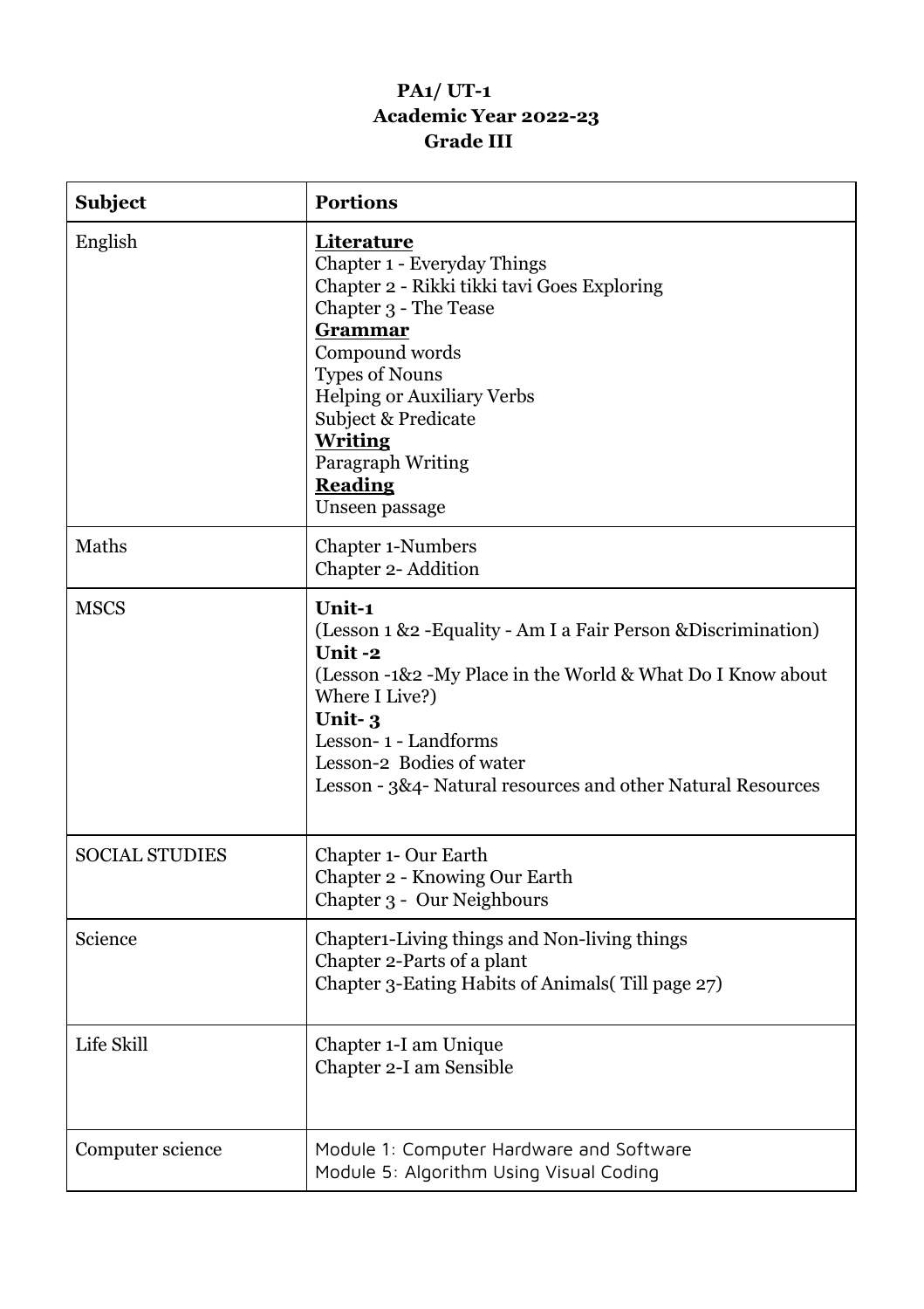**PA1/ UT-1**
**Academic Year 2022-23**
**Grade III**

| **Subject** | **Portions** |
| --- | --- |
| English | **Literature**<br>Chapter 1 - Everyday Things<br>Chapter 2 - Rikki tikki tavi Goes Exploring<br>Chapter 3 - The Tease<br>**Grammar**<br>Compound words<br>Types of Nouns<br>Helping or Auxiliary Verbs<br>Subject & Predicate<br>**Writing**<br>Paragraph Writing<br>**Reading**<br>Unseen passage |
| Maths | Chapter 1-Numbers<br>Chapter 2- Addition |
| MSCS | **Unit-1**<br>(Lesson 1 &2 -Equality - Am I a Fair Person &Discrimination)<br>**Unit -2**<br>(Lesson -1&2 -My Place in the World & What Do I Know about Where I Live?)<br>**Unit- 3**<br>Lesson- 1 - Landforms<br>Lesson-2 Bodies of water<br>Lesson - 3&4- Natural resources and other Natural Resources |
| SOCIAL STUDIES | Chapter 1- Our Earth<br>Chapter 2 - Knowing Our Earth<br>Chapter 3 - Our Neighbours |
| Science | Chapter1-Living things and Non-living things<br>Chapter 2-Parts of a plant<br>Chapter 3-Eating Habits of Animals( Till page 27) |
| Life Skill | Chapter 1-I am Unique<br>Chapter 2-I am Sensible |
| Computer science | Module 1: Computer Hardware and Software<br>Module 5: Algorithm Using Visual Coding |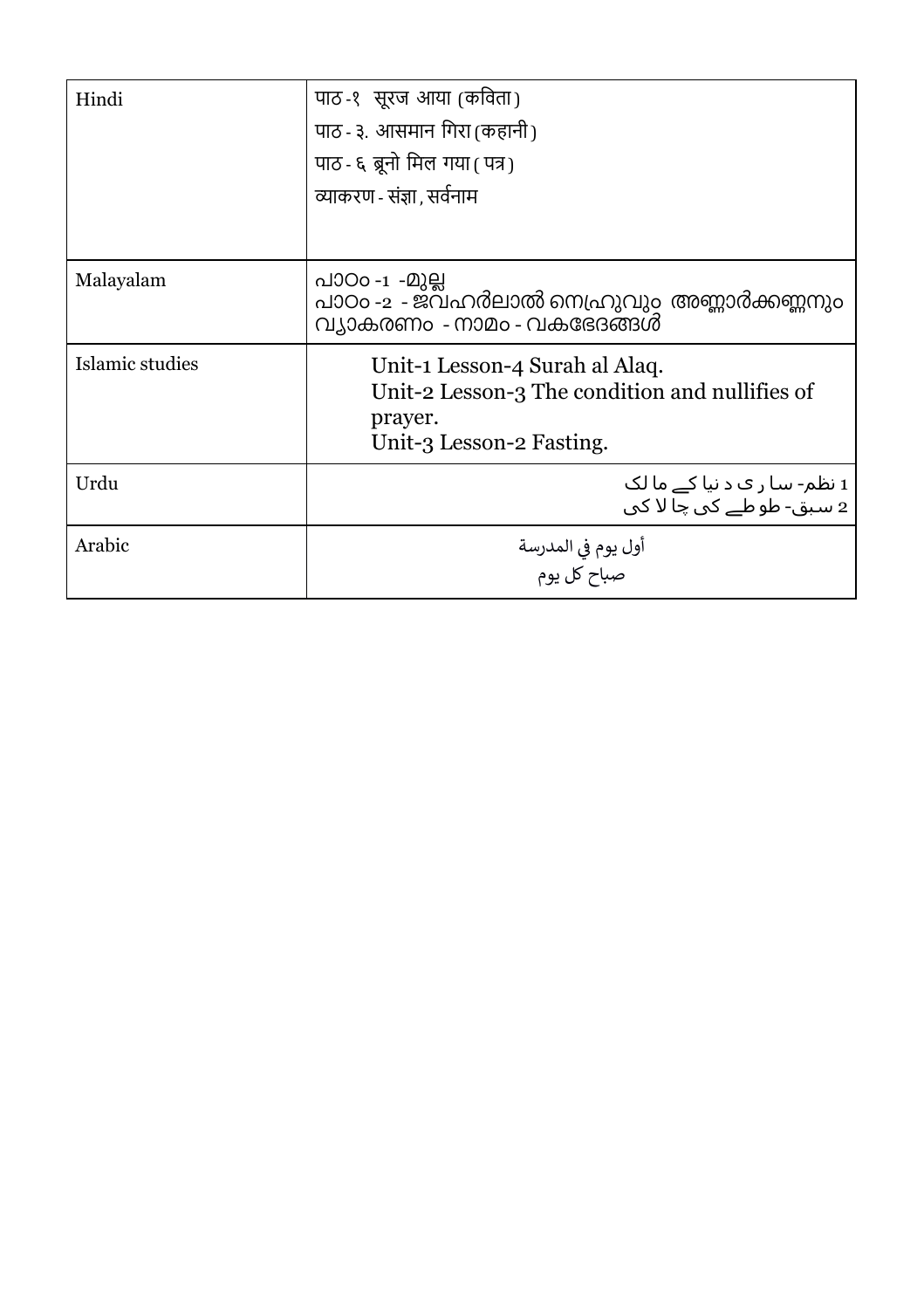| | |
|---|---|
| Hindi | पाठ -१ सूरज आया (कविता)<br>पाठ - ३. आसमान गिरा (कहानी)<br>पाठ - ६ ब्रूनो मिल गया ( पत्र)<br>व्याकरण - संज्ञा , सर्वनाम |
| Malayalam | പാഠം -1 -മുല്ല<br>പാഠം -2 - ജവഹർലാൽ നെഹ്രുവും അണ്ണാർക്കണ്ണനും<br>വ്യാകരണം - നാമം - വകഭേദങ്ങൾ |
| Islamic studies | Unit-1 Lesson-4 Surah al Alaq.<br>Unit-2 Lesson-3 The condition and nullifies of prayer.<br>Unit-3 Lesson-2 Fasting. |
| Urdu | 1 نظم- سا ر ی د نیا کے ما لک<br>2 سبق- طو طے کی چا لا کی |
| Arabic | أول يوم في المدرسة<br>صباح كل يوم |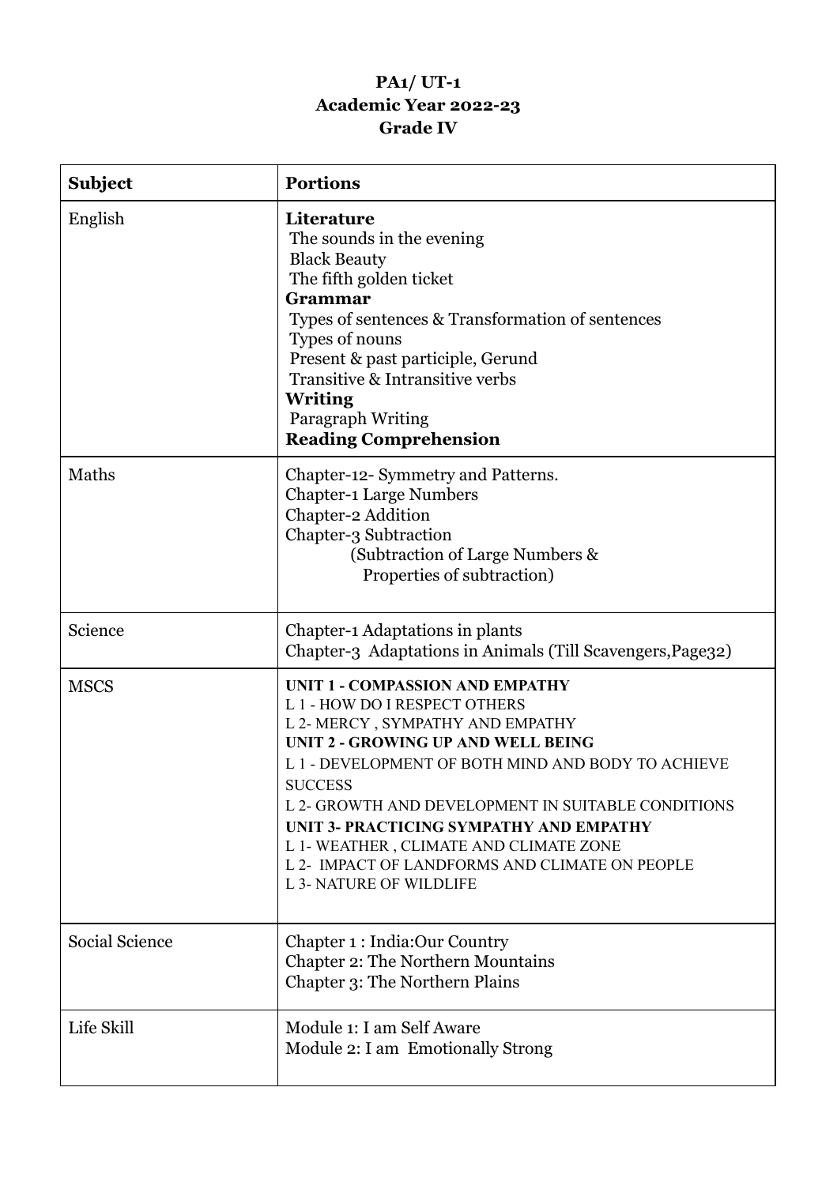**PA1/ UT-1**
**Academic Year 2022-23**
**Grade IV**

| **Subject** | **Portions** |
|---|---|
| English | **Literature**<br>The sounds in the evening<br>Black Beauty<br>The fifth golden ticket<br>**Grammar**<br>Types of sentences & Transformation of sentences<br>Types of nouns<br>Present & past participle, Gerund<br>Transitive & Intransitive verbs<br>**Writing**<br>Paragraph Writing<br>**Reading Comprehension** |
| Maths | Chapter-12- Symmetry and Patterns.<br>Chapter-1 Large Numbers<br>Chapter-2 Addition<br>Chapter-3 Subtraction<br>(Subtraction of Large Numbers & Properties of subtraction) |
| Science | Chapter-1 Adaptations in plants<br>Chapter-3 Adaptations in Animals (Till Scavengers,Page32) |
| MSCS | **UNIT 1 - COMPASSION AND EMPATHY**<br>L 1 - HOW DO I RESPECT OTHERS<br>L 2- MERCY , SYMPATHY AND EMPATHY<br>**UNIT 2 - GROWING UP AND WELL BEING**<br>L 1 - DEVELOPMENT OF BOTH MIND AND BODY TO ACHIEVE SUCCESS<br>L 2- GROWTH AND DEVELOPMENT IN SUITABLE CONDITIONS<br>**UNIT 3- PRACTICING SYMPATHY AND EMPATHY**<br>L 1- WEATHER , CLIMATE AND CLIMATE ZONE<br>L 2- IMPACT OF LANDFORMS AND CLIMATE ON PEOPLE<br>L 3- NATURE OF WILDLIFE |
| Social Science | Chapter 1 : India:Our Country<br>Chapter 2: The Northern Mountains<br>Chapter 3: The Northern Plains |
| Life Skill | Module 1: I am Self Aware<br>Module 2: I am Emotionally Strong |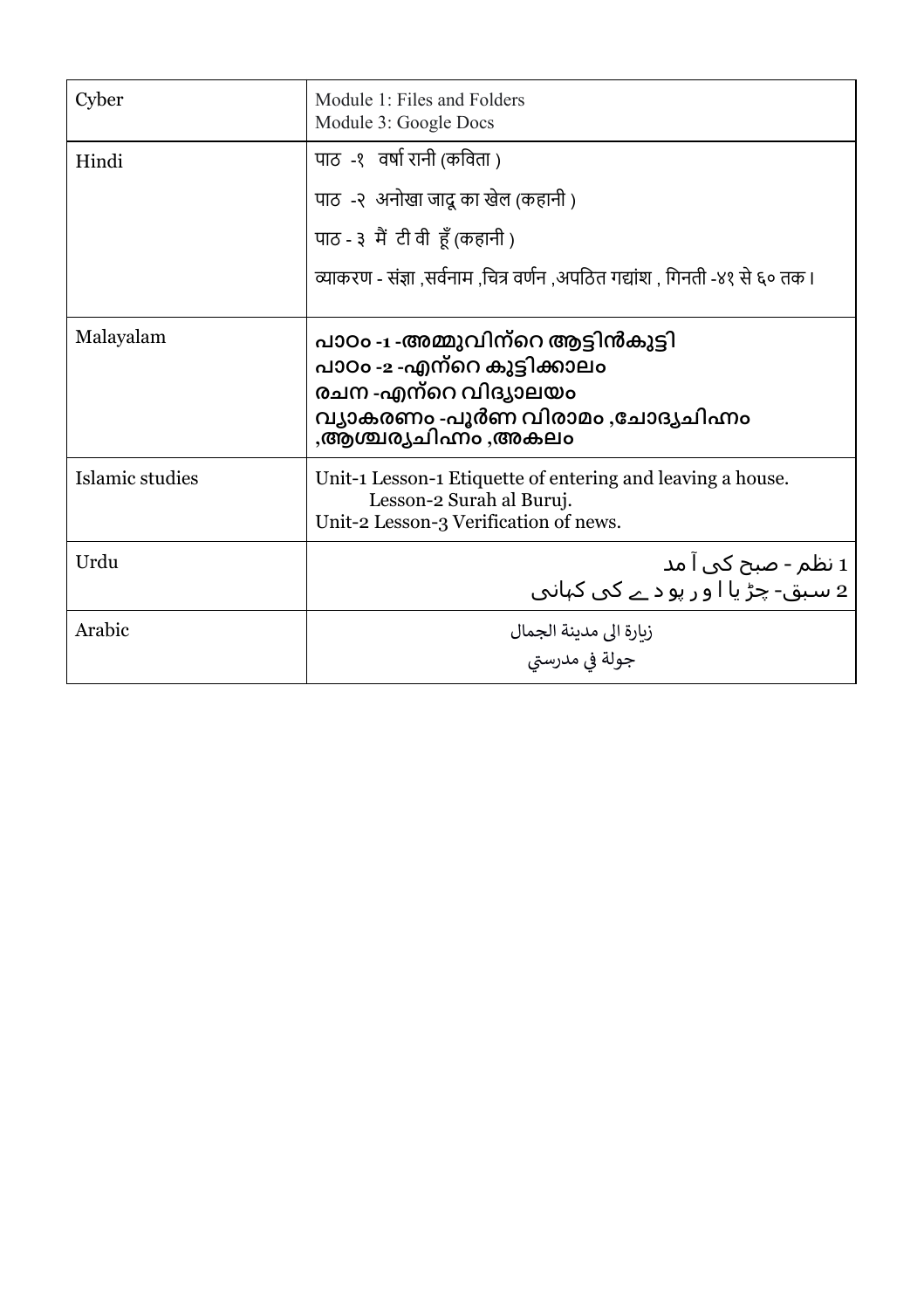| Cyber | Module 1: Files and Folders<br>Module 3: Google Docs |
|---|---|
| Hindi | पाठ -१ वर्षा रानी (कविता )<br>पाठ -२ अनोखा जादू का खेल (कहानी )<br>पाठ - ३ मैं टी वी हूँ (कहानी )<br>व्याकरण - संज्ञा ,सर्वनाम ,चित्र वर्णन ,अपठित गद्यांश , गिनती -४१ से ६० तक। |
| Malayalam | **പാഠം -1 -അമ്മുവിന്റെ ആട്ടിൻകുട്ടി**<br>**പാഠം -2 -എന്റെ കുട്ടിക്കാലം**<br>**രചന -എന്റെ വിദ്യാലയം**<br>**വ്യാകരണം -പൂർണ വിരാമം ,ചോദ്യചിഹ്നം ,ആശ്ചര്യചിഹ്നം ,അകലം** |
| Islamic studies | Unit-1 Lesson-1 Etiquette of entering and leaving a house.<br>Lesson-2 Surah al Buruj.<br>Unit-2 Lesson-3 Verification of news. |
| Urdu | 1 نظم - صبح کی آمد<br>2 سبق- چڑیا اور پودے کی کہانی |
| Arabic | زيارة الى مدينة الجمال<br>جولة في مدرستي |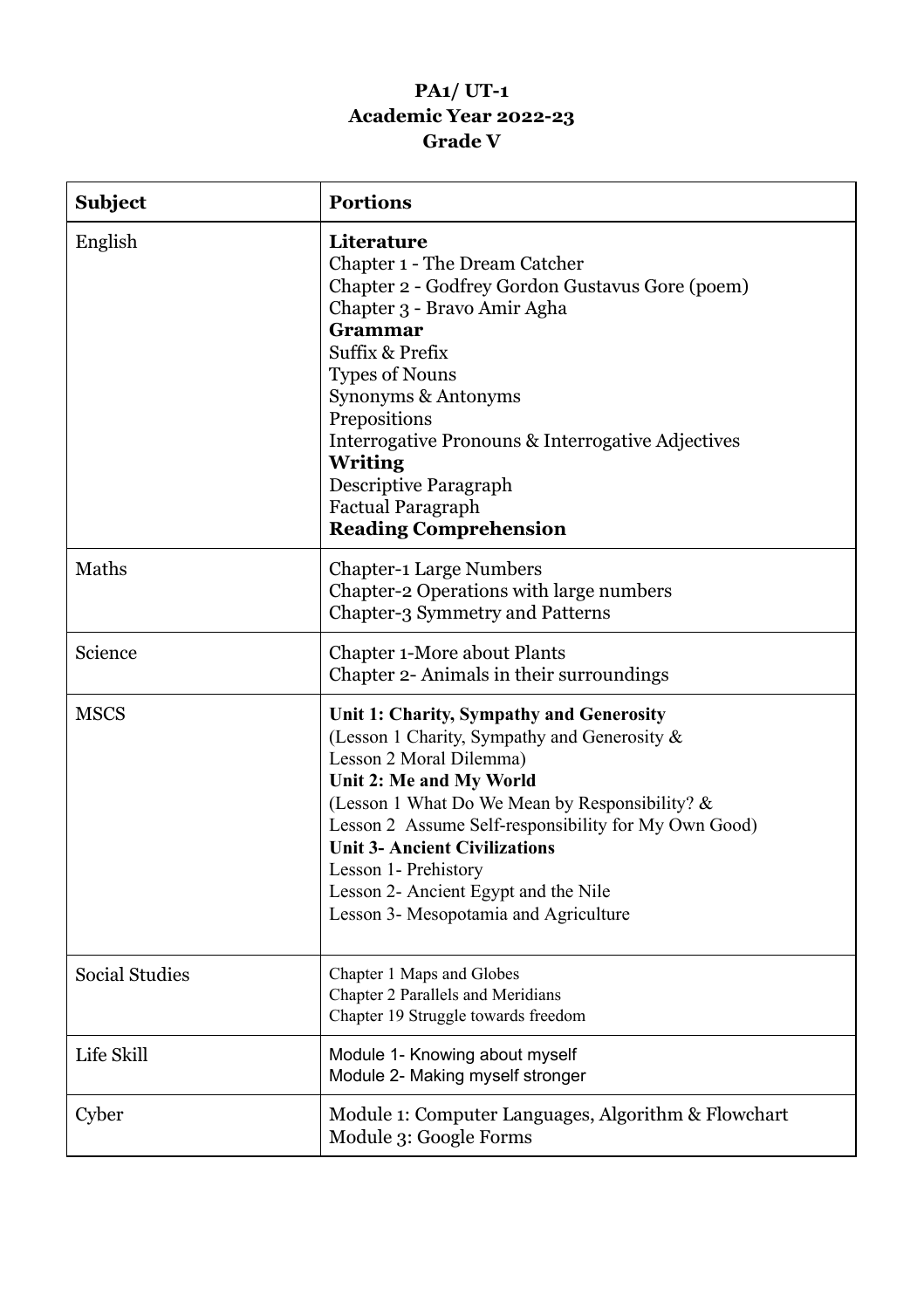**PA1/ UT-1**
**Academic Year 2022-23**
**Grade V**

| **Subject** | **Portions** |
|---|---|
| English | **Literature**<br>Chapter 1 - The Dream Catcher<br>Chapter 2 - Godfrey Gordon Gustavus Gore (poem)<br>Chapter 3 - Bravo Amir Agha<br>**Grammar**<br>Suffix & Prefix<br>Types of Nouns<br>Synonyms & Antonyms<br>Prepositions<br>Interrogative Pronouns & Interrogative Adjectives<br>**Writing**<br>Descriptive Paragraph<br>Factual Paragraph<br>**Reading Comprehension** |
| Maths | Chapter-1 Large Numbers<br>Chapter-2 Operations with large numbers<br>Chapter-3 Symmetry and Patterns |
| Science | Chapter 1-More about Plants<br>Chapter 2- Animals in their surroundings |
| MSCS | **Unit 1: Charity, Sympathy and Generosity**<br>(Lesson 1 Charity, Sympathy and Generosity &<br>Lesson 2 Moral Dilemma)<br>**Unit 2: Me and My World**<br>(Lesson 1 What Do We Mean by Responsibility? &<br>Lesson 2 Assume Self-responsibility for My Own Good)<br>**Unit 3- Ancient Civilizations**<br>Lesson 1- Prehistory<br>Lesson 2- Ancient Egypt and the Nile<br>Lesson 3- Mesopotamia and Agriculture |
| Social Studies | Chapter 1 Maps and Globes<br>Chapter 2 Parallels and Meridians<br>Chapter 19 Struggle towards freedom |
| Life Skill | Module 1- Knowing about myself<br>Module 2- Making myself stronger |
| Cyber | Module 1: Computer Languages, Algorithm & Flowchart<br>Module 3: Google Forms |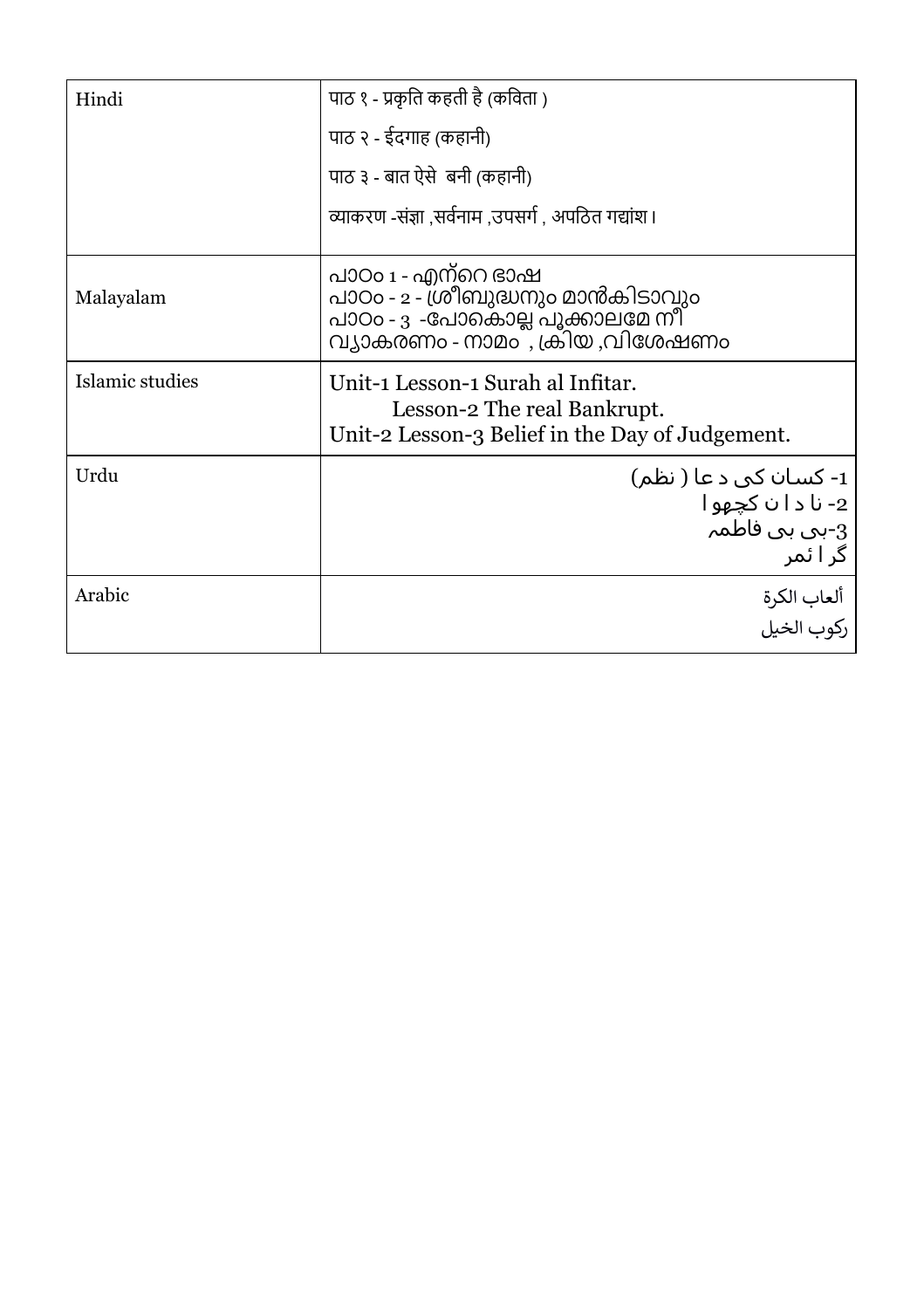| Hindi | पाठ १ - प्रकृति कहती है (कविता )<br>पाठ २ - ईदगाह (कहानी)<br>पाठ ३ - बात ऐसे  बनी (कहानी)<br>व्याकरण -संज्ञा ,सर्वनाम ,उपसर्ग , अपठित गद्यांश। |
|---|---|
| Malayalam | പാഠം 1 - എന്റെ ഭാഷ<br>പാഠം - 2 - ശ്രീബുദ്ധനും മാൻകിടാവും<br>പാഠം - 3  -പോകൊല്ല പൂക്കാലമേ നീ<br>വ്യാകരണം - നാമം , ക്രിയ ,വിശേഷണം |
| Islamic studies | Unit-1 Lesson-1 Surah al Infitar.<br>Lesson-2 The real Bankrupt.<br>Unit-2 Lesson-3 Belief in the Day of Judgement. |
| Urdu | 1- کسان کی د عا ( نظم)<br>2- نا د ا ن کچھوا<br>3-بی بی فاطمہ<br>گر ا ئمر |
| Arabic | ألعاب الكرة<br>ركوب الخيل |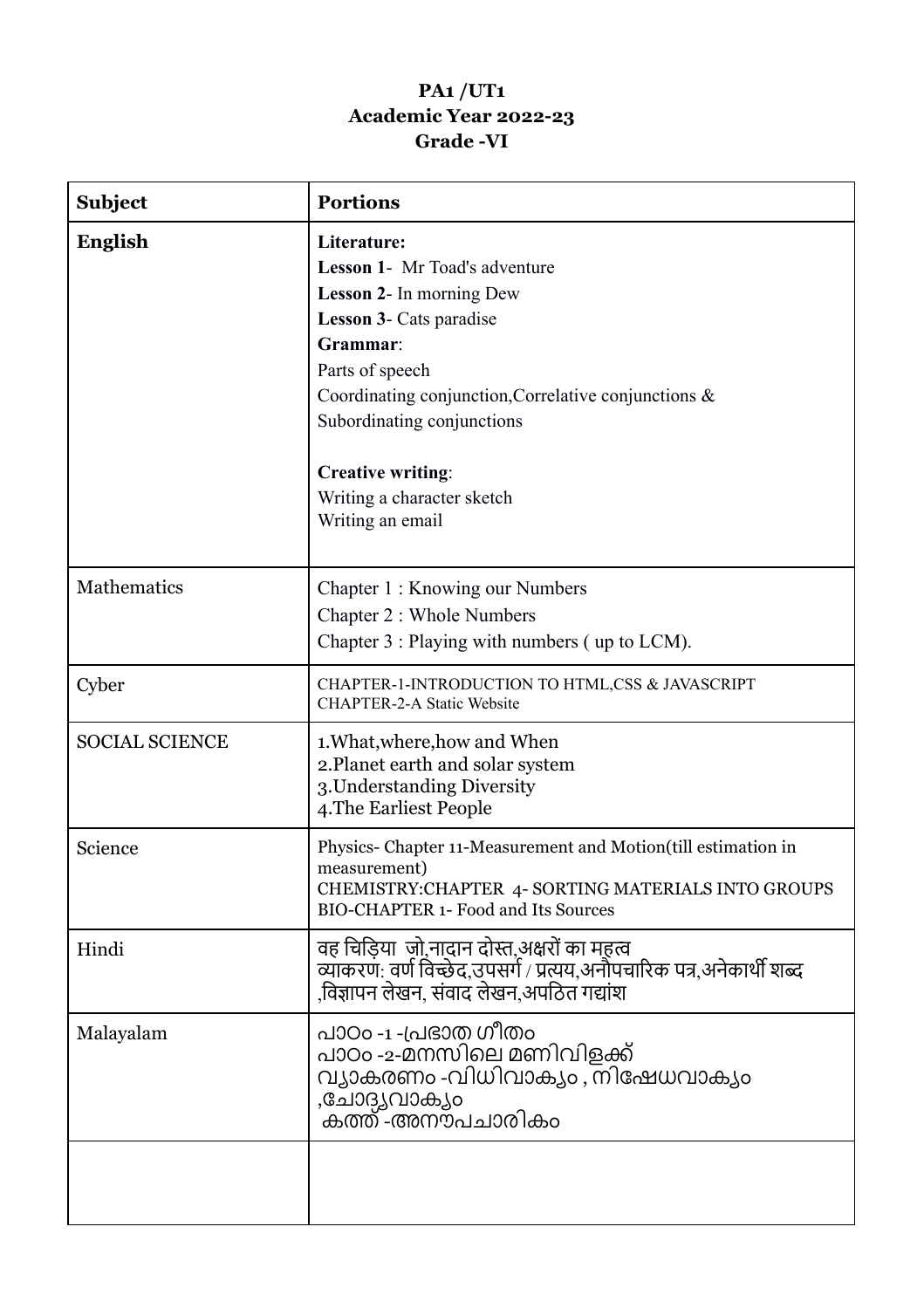**PA1 /UT1**
**Academic Year 2022-23**
**Grade -VI**

| **Subject** | **Portions** |
|---|---|
| **English** | **Literature:**<br>**Lesson 1**- Mr Toad's adventure<br>**Lesson 2**- In morning Dew<br>**Lesson 3**- Cats paradise<br>**Grammar**:<br>Parts of speech<br>Coordinating conjunction,Correlative conjunctions & Subordinating conjunctions<br><br>**Creative writing**:<br>Writing a character sketch<br>Writing an email |
| Mathematics | Chapter 1 : Knowing our Numbers<br>Chapter 2 : Whole Numbers<br>Chapter 3 : Playing with numbers ( up to LCM). |
| Cyber | CHAPTER-1-INTRODUCTION TO HTML,CSS & JAVASCRIPT<br>CHAPTER-2-A Static Website |
| SOCIAL SCIENCE | 1.What,where,how and When<br>2.Planet earth and solar system<br>3.Understanding Diversity<br>4.The Earliest People |
| Science | Physics- Chapter 11-Measurement and Motion(till estimation in measurement)<br>CHEMISTRY:CHAPTER 4- SORTING MATERIALS INTO GROUPS<br>BIO-CHAPTER 1- Food and Its Sources |
| Hindi | वह चिड़िया जो,नादान दोस्त,अक्षरों का महत्व<br>व्याकरण: वर्ण विच्छेद,उपसर्ग / प्रत्यय,अनौपचारिक पत्र,अनेकार्थी शब्द ,विज्ञापन लेखन, संवाद लेखन,अपठित गद्यांश |
| Malayalam | പാഠം -1 -പ്രഭാത ഗീതം<br>പാഠം -2-മനസിലെ മണിവിളക്ക്<br>വ്യാകരണം -വിധിവാക്യം , നിഷേധവാക്യം ,ചോദ്യവാക്യം<br>കത്ത് -അനൗപചാരികം |
| | |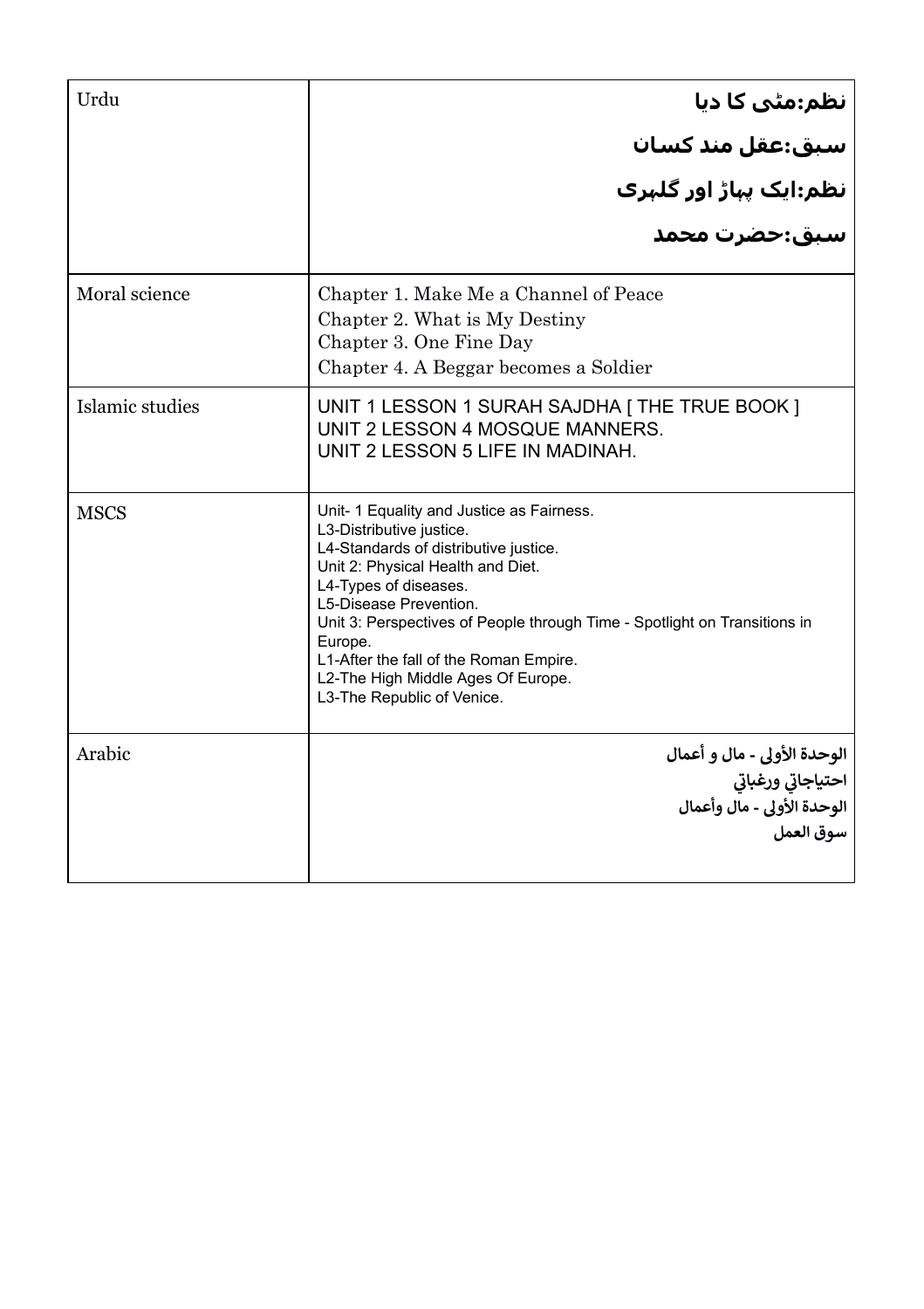| | |
|---|---|
| Urdu | **نظم:مٹی کا دیا**<br>**سبق:عقل مند کسان**<br>**نظم:ایک پہاڑ اور گلہری**<br>**سبق:حضرت محمد** |
| Moral science | Chapter 1. Make Me a Channel of Peace<br>Chapter 2. What is My Destiny<br>Chapter 3. One Fine Day<br>Chapter 4. A Beggar becomes a Soldier |
| Islamic studies | UNIT 1 LESSON 1 SURAH SAJDHA [ THE TRUE BOOK ]<br>UNIT 2 LESSON 4 MOSQUE MANNERS.<br>UNIT 2 LESSON 5 LIFE IN MADINAH. |
| MSCS | Unit- 1 Equality and Justice as Fairness.<br>L3-Distributive justice.<br>L4-Standards of distributive justice.<br>Unit 2: Physical Health and Diet.<br>L4-Types of diseases.<br>L5-Disease Prevention.<br>Unit 3: Perspectives of People through Time - Spotlight on Transitions in Europe.<br>L1-After the fall of the Roman Empire.<br>L2-The High Middle Ages Of Europe.<br>L3-The Republic of Venice. |
| Arabic | **الوحدة الأولى - مال و أعمال**<br>**احتياجاتي ورغباتي**<br>**الوحدة الأولى - مال وأعمال**<br>**سوق العمل** |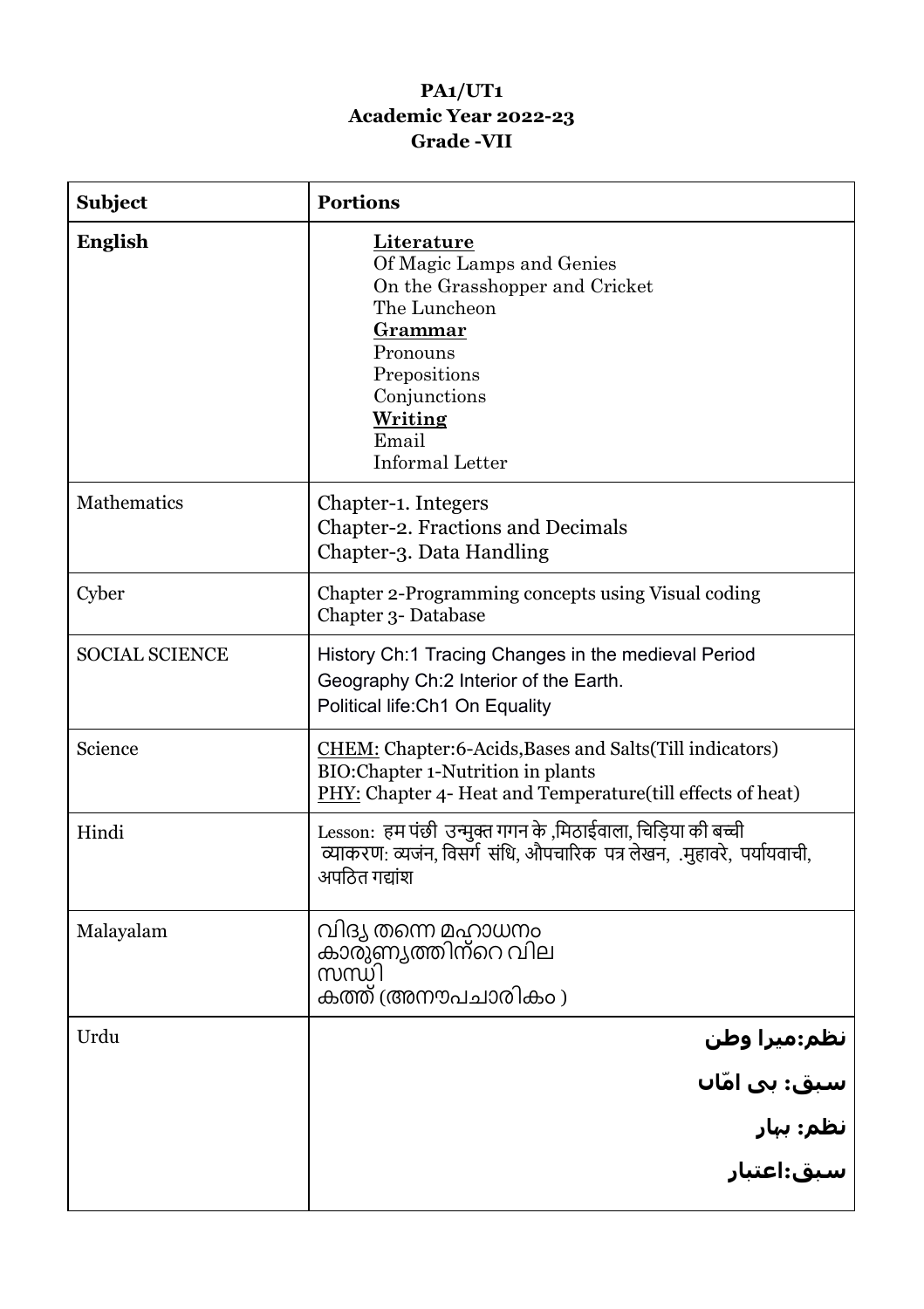**PA1/UT1**
**Academic Year 2022-23**
**Grade -VII**

| **Subject** | **Portions** |
|---|---|
| **English** | **Literature**<br>Of Magic Lamps and Genies<br>On the Grasshopper and Cricket<br>The Luncheon<br>**Grammar**<br>Pronouns<br>Prepositions<br>Conjunctions<br>**Writing**<br>Email<br>Informal Letter |
| Mathematics | Chapter-1. Integers<br>Chapter-2. Fractions and Decimals<br>Chapter-3. Data Handling |
| Cyber | Chapter 2-Programming concepts using Visual coding<br>Chapter 3- Database |
| SOCIAL SCIENCE | History Ch:1 Tracing Changes in the medieval Period<br>Geography Ch:2 Interior of the Earth.<br>Political life:Ch1 On Equality |
| Science | CHEM: Chapter:6-Acids,Bases and Salts(Till indicators)<br>BIO:Chapter 1-Nutrition in plants<br>PHY: Chapter 4- Heat and Temperature(till effects of heat) |
| Hindi | Lesson: हम पंछी उन्मुक्त गगन के ,मिठाईवाला, चिड़िया की बच्ची<br>व्याकरण: व्यजंन, विसर्ग संधि, औपचारिक पत्र लेखन, .मुहावरे, पर्यायवाची, अपठित गद्यांश |
| Malayalam | വിദ്യ തന്നെ മഹാധനം<br>കാരുണ്യത്തിന്റെ വില<br>സന്ധി<br>കത്ത് (അനൗപചാരികം ) |
| Urdu | **نظم:میرا وطن**<br>**سبق: بی امّاں**<br>**نظم: بہار**<br>**سبق:اعتبار** |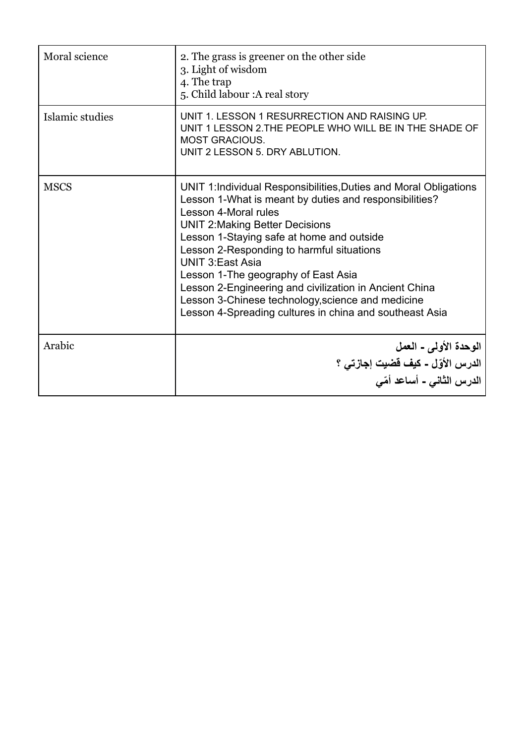| Moral science | 2. The grass is greener on the other side<br>3. Light of wisdom<br>4. The trap<br>5. Child labour :A real story |
|---|---|
| Islamic studies | UNIT 1. LESSON 1 RESURRECTION AND RAISING UP.<br>UNIT 1 LESSON 2.THE PEOPLE WHO WILL BE IN THE SHADE OF MOST GRACIOUS.<br>UNIT 2 LESSON 5. DRY ABLUTION. |
| MSCS | UNIT 1:Individual Responsibilities,Duties and Moral Obligations<br>Lesson 1-What is meant by duties and responsibilities?<br>Lesson 4-Moral rules<br>UNIT 2:Making Better Decisions<br>Lesson 1-Staying safe at home and outside<br>Lesson 2-Responding to harmful situations<br>UNIT 3:East Asia<br>Lesson 1-The geography of East Asia<br>Lesson 2-Engineering and civilization in Ancient China<br>Lesson 3-Chinese technology,science and medicine<br>Lesson 4-Spreading cultures in china and southeast Asia |
| Arabic | **الوحدة الأولى - العمل**<br>**الدرس الأوّل - كيف قضيت إجازتي ؟**<br>**الدرس الثاني - أساعد أمّي** |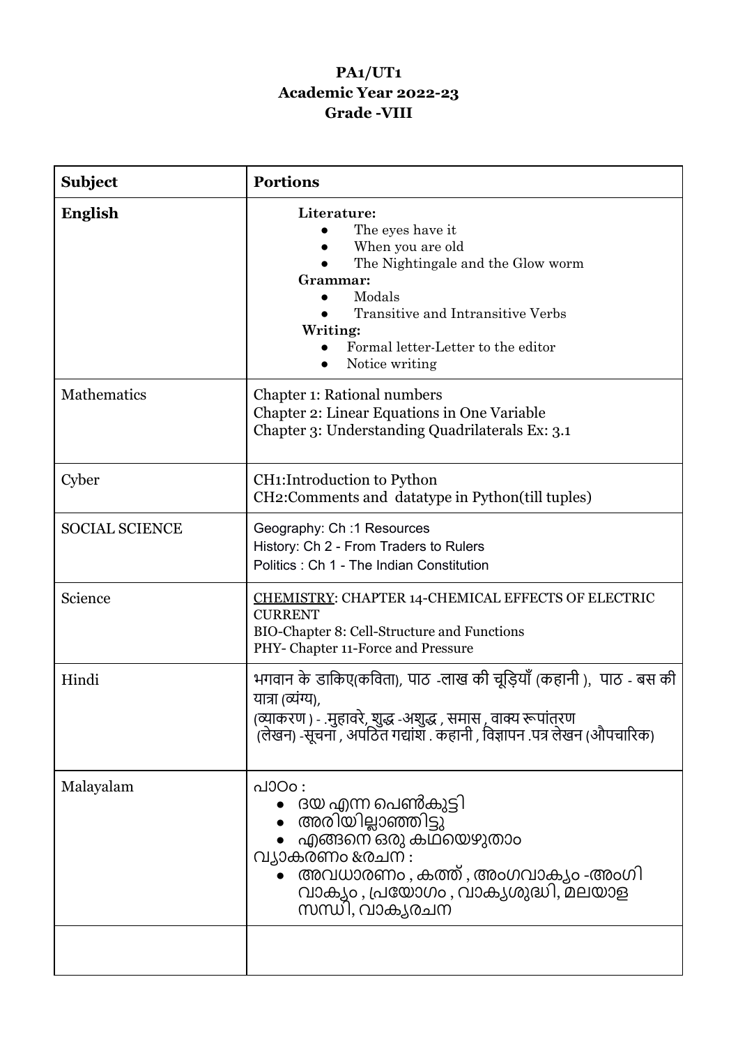**PA1/UT1**
**Academic Year 2022-23**
**Grade -VIII**

| Subject | Portions |
|---|---|
| **English** | **Literature:**<br>● The eyes have it<br>● When you are old<br>● The Nightingale and the Glow worm<br>**Grammar:**<br>● Modals<br>● Transitive and Intransitive Verbs<br>**Writing:**<br>● Formal letter-Letter to the editor<br>● Notice writing |
| Mathematics | Chapter 1: Rational numbers<br>Chapter 2: Linear Equations in One Variable<br>Chapter 3: Understanding Quadrilaterals Ex: 3.1 |
| Cyber | CH1:Introduction to Python<br>CH2:Comments and datatype in Python(till tuples) |
| SOCIAL SCIENCE | Geography: Ch :1 Resources<br>History: Ch 2 - From Traders to Rulers<br>Politics : Ch 1 - The Indian Constitution |
| Science | CHEMISTRY: CHAPTER 14-CHEMICAL EFFECTS OF ELECTRIC CURRENT<br>BIO-Chapter 8: Cell-Structure and Functions<br>PHY- Chapter 11-Force and Pressure |
| Hindi | भगवान के डाकिए(कविता), पाठ -लाख की चूड़ियाँ (कहानी ), पाठ - बस की यात्रा (व्यंग्य),<br>(व्याकरण ) - .मुहावरे, शुद्ध -अशुद्ध , समास , वाक्य रूपांतरण<br>(लेखन) -सूचना , अपठित गद्यांश . कहानी , विज्ञापन .पत्र लेखन (औपचारिक) |
| Malayalam | പാഠം :<br>● ദയ എന്ന പെൺകുട്ടി<br>● അരിയില്ലാഞ്ഞിട്ടു<br>● എങ്ങനെ ഒരു കഥയെഴുതാം<br>വ്യാകരണം &രചന :<br>● അവധാരണം , കത്ത് , അംഗവാക്യം -അംഗി വാക്യം , പ്രയോഗം , വാക്യശുദ്ധി, മലയാള സന്ധി, വാക്യരചന |
| | |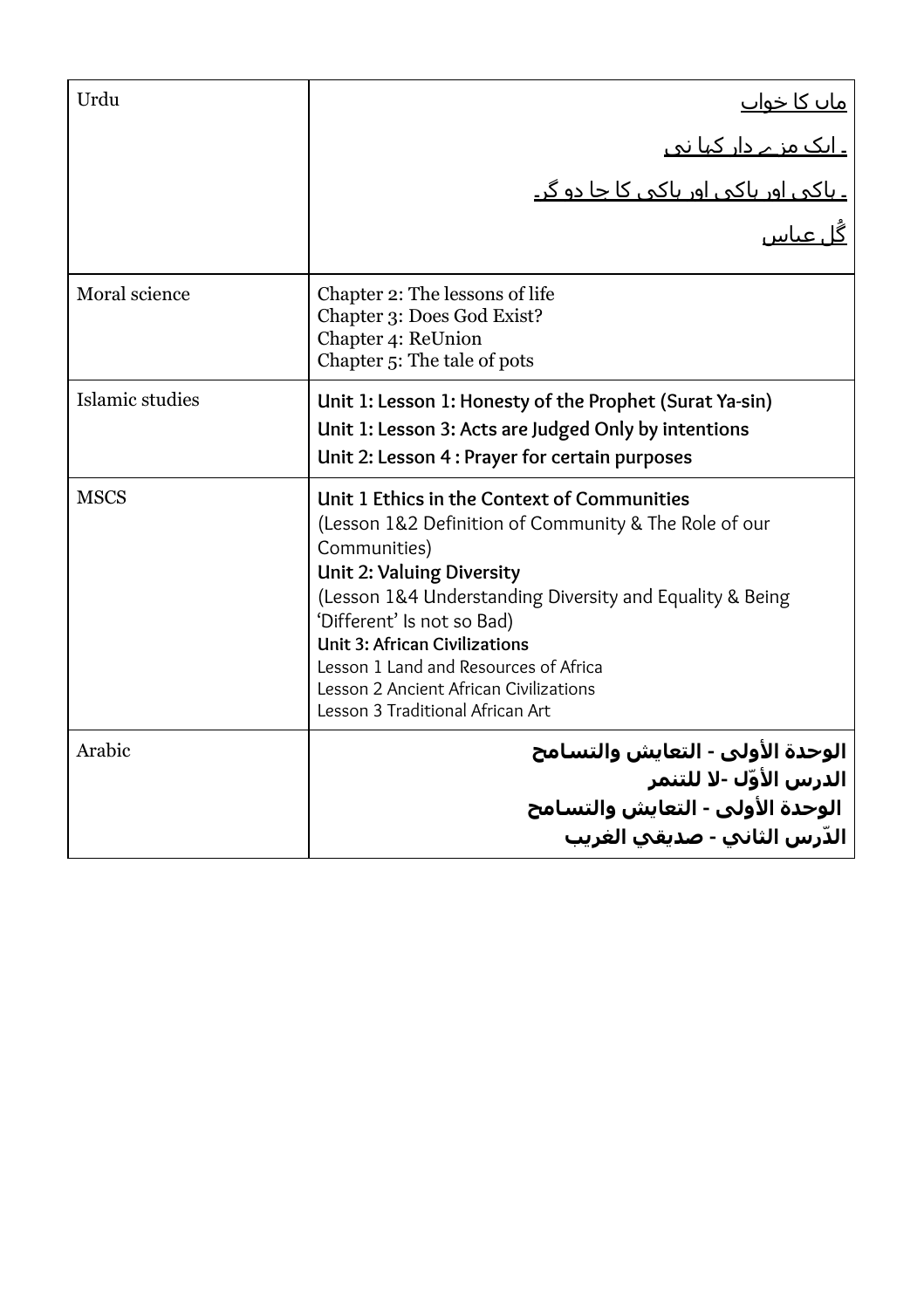| | |
|---|---|
| Urdu | ماں کا خواب<br>۔ ایک مزے دار کہانی<br>۔ پاکی اور پاکی کا جا دو گر۔<br>گُل عباس |
| Moral science | Chapter 2: The lessons of life<br>Chapter 3: Does God Exist?<br>Chapter 4: ReUnion<br>Chapter 5: The tale of pots |
| Islamic studies | Unit 1: Lesson 1: Honesty of the Prophet (Surat Ya-sin)<br>Unit 1: Lesson 3: Acts are Judged Only by intentions<br>Unit 2: Lesson 4 : Prayer for certain purposes |
| MSCS | **Unit 1 Ethics in the Context of Communities**<br>(Lesson 1&2 Definition of Community & The Role of our Communities)<br>**Unit 2: Valuing Diversity**<br>(Lesson 1&4 Understanding Diversity and Equality & Being 'Different' Is not so Bad)<br>**Unit 3: African Civilizations**<br>Lesson 1 Land and Resources of Africa<br>Lesson 2 Ancient African Civilizations<br>Lesson 3 Traditional African Art |
| Arabic | **الوحدة الأولى - التعايش والتسامح**<br>**الدرس الأوّل -لا للتنمر**<br>**الوحدة الأولى - التعايش والتسامح**<br>**الدّرس الثاني - صديقي الغريب** |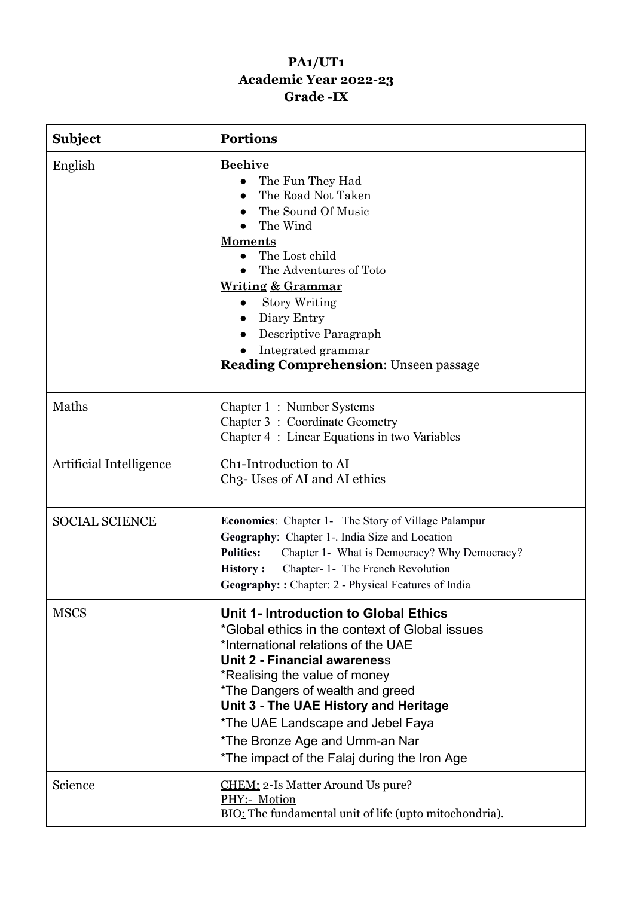# PA1/UT1
## Academic Year 2022-23
## Grade -IX

| Subject | Portions |
| --- | --- |
| English | **Beehive**<br>• The Fun They Had<br>• The Road Not Taken<br>• The Sound Of Music<br>• The Wind<br>**Moments**<br>• The Lost child<br>• The Adventures of Toto<br>**Writing & Grammar**<br>• Story Writing<br>• Diary Entry<br>• Descriptive Paragraph<br>• Integrated grammar<br>**Reading Comprehension**: Unseen passage |
| Maths | Chapter 1 : Number Systems<br>Chapter 3 : Coordinate Geometry<br>Chapter 4 : Linear Equations in two Variables |
| Artificial Intelligence | Ch1-Introduction to AI<br>Ch3- Uses of AI and AI ethics |
| SOCIAL SCIENCE | **Economics**: Chapter 1- The Story of Village Palampur<br>**Geography**: Chapter 1-. India Size and Location<br>**Politics:** Chapter 1- What is Democracy? Why Democracy?<br>**History :** Chapter- 1- The French Revolution<br>**Geography: :** Chapter: 2 - Physical Features of India |
| MSCS | **Unit 1- Introduction to Global Ethics**<br>*Global ethics in the context of Global issues<br>*International relations of the UAE<br>**Unit 2 - Financial awareness**<br>*Realising the value of money<br>*The Dangers of wealth and greed<br>**Unit 3 - The UAE History and Heritage**<br>*The UAE Landscape and Jebel Faya<br>*The Bronze Age and Umm-an Nar<br>*The impact of the Falaj during the Iron Age |
| Science | CHEM: 2-Is Matter Around Us pure?<br>PHY:- Motion<br>BIO: The fundamental unit of life (upto mitochondria). |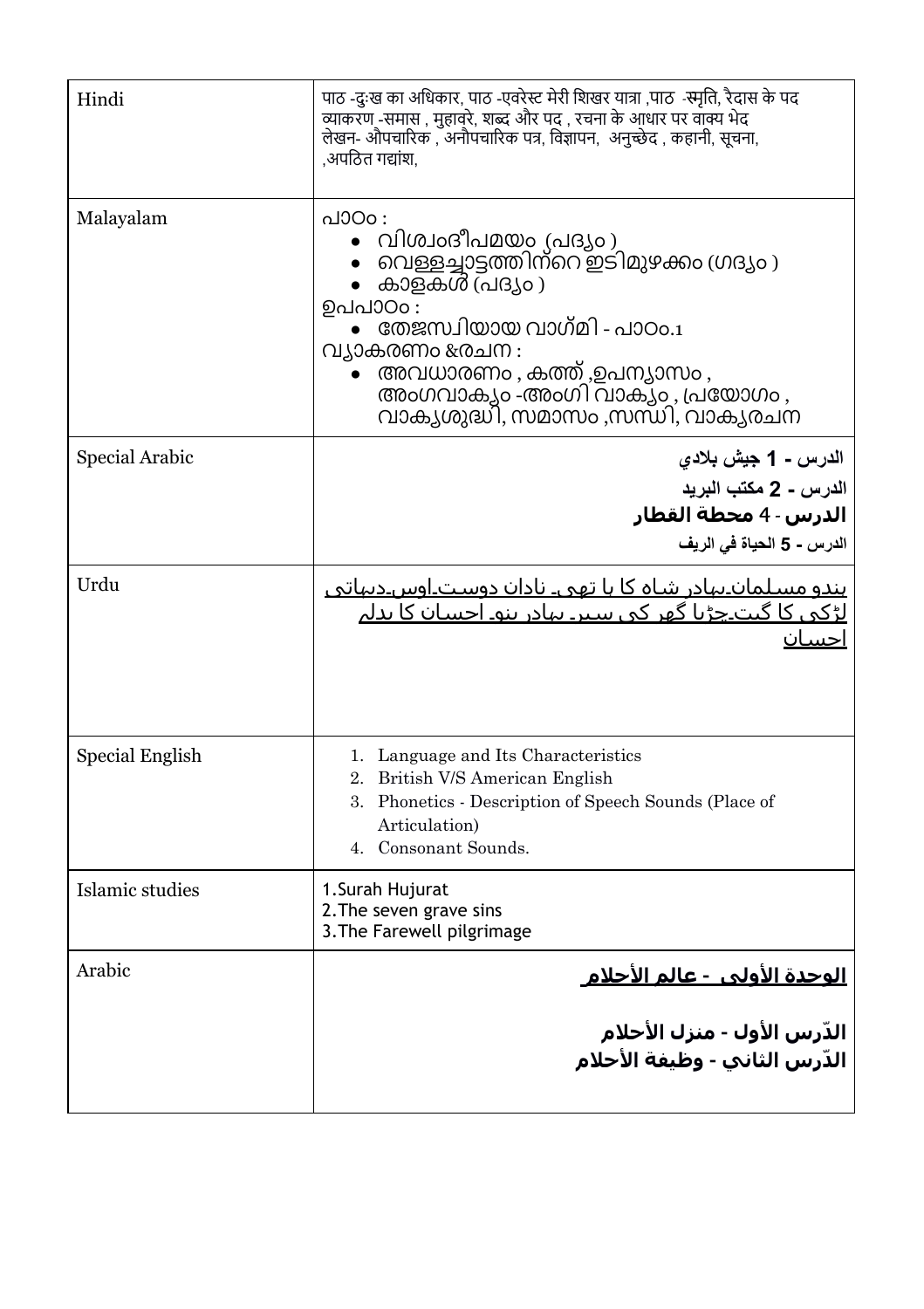| | |
|---|---|
| Hindi | पाठ -दुःख का अधिकार, पाठ -एवरेस्ट मेरी शिखर यात्रा ,पाठ -स्मृति, रैदास के पद<br>व्याकरण -समास , मुहावरे, शब्द और पद , रचना के आधार पर वाक्य भेद<br>लेखन- औपचारिक , अनौपचारिक पत्र, विज्ञापन, अनुच्छेद , कहानी, सूचना, ,अपठित गद्यांश, |
| Malayalam | പാഠം :<br>• വിശ്വദീപമയം (പദ്യം )<br>• വെള്ളച്ചാട്ടത്തിന്റെ ഇടിമുഴക്കം (ഗദ്യം )<br>• കാളകൾ (പദ്യം )<br>ഉപപാഠം :<br>• തേജസ്വിയായ വാഗ്മി - പാഠം.1<br>വ്യാകരണം &രചന :<br>• അവധാരണം , കത്ത് ,ഉപന്യാസം , അംഗവാക്യം -അംഗി വാക്യം , പ്രയോഗം , വാക്യശുദ്ധി, സമാസം ,സന്ധി, വാക്യരചന |
| Special Arabic | الدرس - 1 جيش بلادي<br>الدرس - 2 مكتب البريد<br>**الدرس - 4 محطة القطار**<br>الدرس - 5 الحياة في الريف |
| Urdu | ہندو مسلمان۔بہادر شاہ کا ہاتھی۔ نادان دوست۔اوس۔دیہاتی لڑکی کا گیت۔چڑیا گھر کی سیر۔ بہادر بنو۔ احسان کا بدلہ احسان |
| Special English | 1. Language and Its Characteristics<br>2. British V/S American English<br>3. Phonetics - Description of Speech Sounds (Place of Articulation)<br>4. Consonant Sounds. |
| Islamic studies | 1.Surah Hujurat<br>2.The seven grave sins<br>3.The Farewell pilgrimage |
| Arabic | **الوحدة الأولى - عالم الأحلام**<br><br>**الدّرس الأول - منزل الأحلام**<br>**الدّرس الثاني - وظيفة الأحلام** |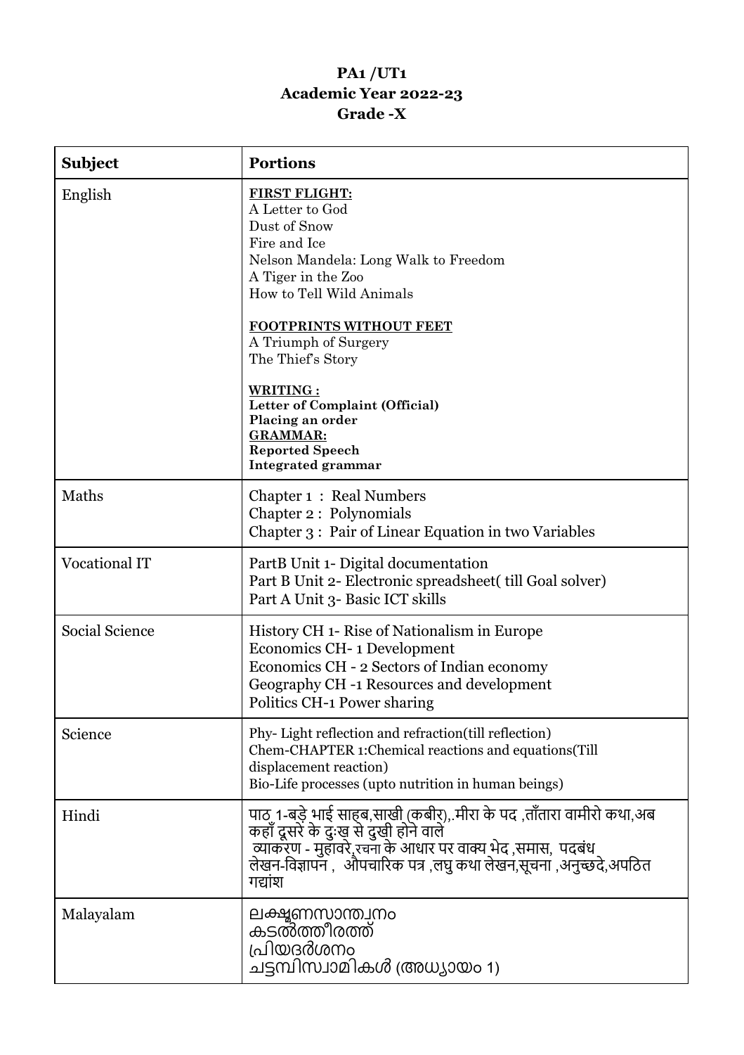**PA1 /UT1**
**Academic Year 2022-23**
**Grade -X**

| **Subject** | **Portions** |
|---|---|
| English | **FIRST FLIGHT:**<br>A Letter to God<br>Dust of Snow<br>Fire and Ice<br>Nelson Mandela: Long Walk to Freedom<br>A Tiger in the Zoo<br>How to Tell Wild Animals<br><br>**FOOTPRINTS WITHOUT FEET**<br>A Triumph of Surgery<br>The Thief's Story<br><br>**WRITING :**<br>**Letter of Complaint (Official)**<br>**Placing an order**<br>**GRAMMAR:**<br>**Reported Speech**<br>**Integrated grammar** |
| Maths | Chapter 1 : Real Numbers<br>Chapter 2 : Polynomials<br>Chapter 3 : Pair of Linear Equation in two Variables |
| Vocational IT | PartB Unit 1- Digital documentation<br>Part B Unit 2- Electronic spreadsheet( till Goal solver)<br>Part A Unit 3- Basic ICT skills |
| Social Science | History CH 1- Rise of Nationalism in Europe<br>Economics CH- 1 Development<br>Economics CH - 2 Sectors of Indian economy<br>Geography CH -1 Resources and development<br>Politics CH-1 Power sharing |
| Science | Phy- Light reflection and refraction(till reflection)<br>Chem-CHAPTER 1:Chemical reactions and equations(Till displacement reaction)<br>Bio-Life processes (upto nutrition in human beings) |
| Hindi | पाठ 1-बड़े भाई साहब,साखी (कबीर),.मीरा के पद ,ताँतारा वामीरो कथा,अब कहाँ दूसरे के दुःख से दुखी होने वाले<br>व्याकरण - मुहावरे,रचना के आधार पर वाक्य भेद ,समास, पदबंध<br>लेखन-विज्ञापन , औपचारिक पत्र ,लघु कथा लेखन,सूचना ,अनुच्छदे,अपठित गद्यांश |
| Malayalam | ലക്ഷ്മണസാന്ത്വനം<br>കടൽത്തീരത്ത്<br>പ്രിയദർശനം<br>ചട്ടമ്പിസ്വാമികൾ (അധ്യായം 1) |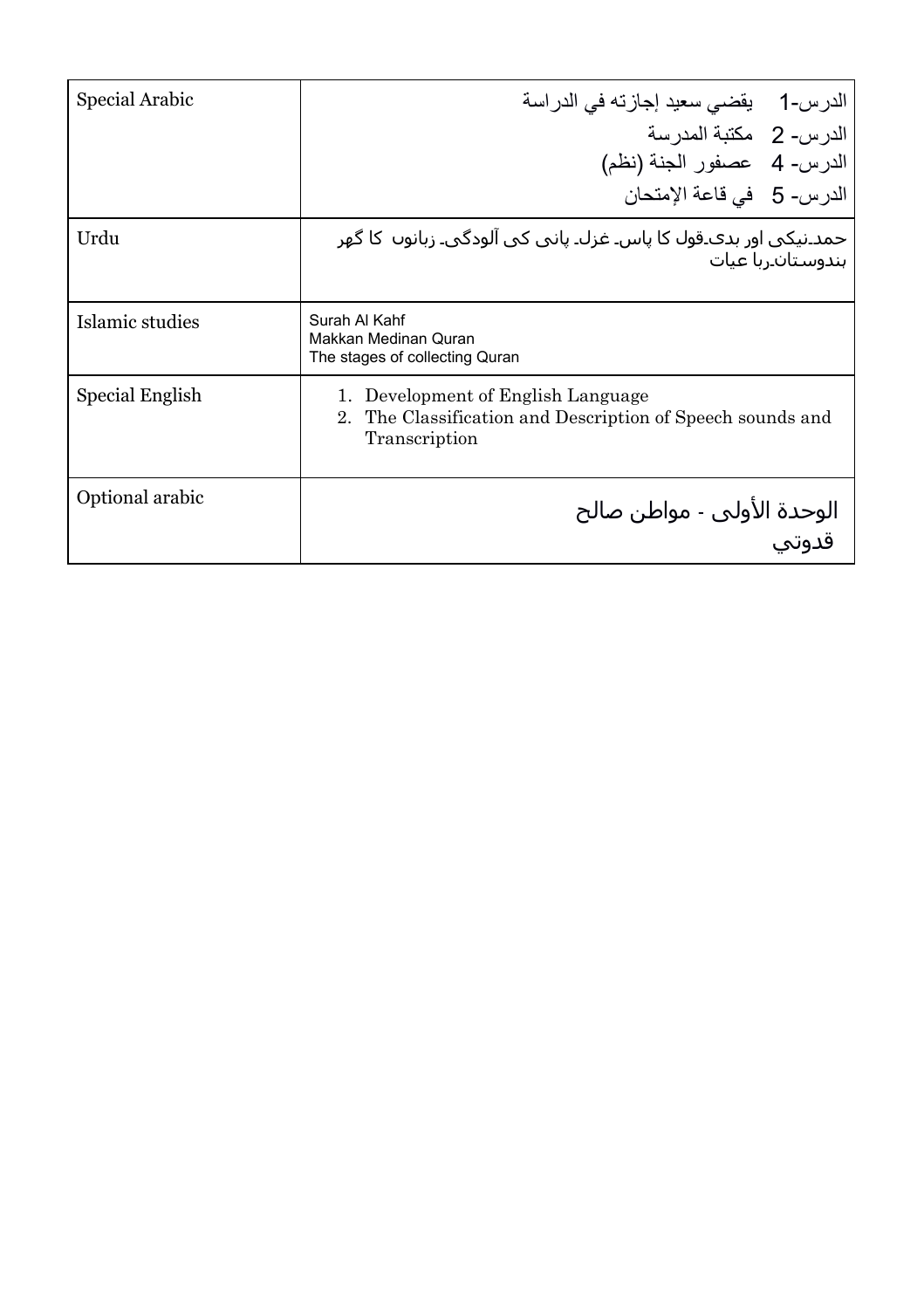| | |
|---|---|
| Special Arabic | الدرس-1 يقضي سعيد إجازته في الدراسة<br>الدرس- 2 مكتبة المدرسة<br>الدرس- 4 عصفور الجنة (نظم)<br>الدرس- 5 في قاعة الإمتحان |
| Urdu | حمد۔نیکی اور بدی۔قول کا پاس۔ غزل۔ پانی کی آلودگی۔ زبانوں کا گھر ہندوستان۔رباعیات |
| Islamic studies | Surah Al Kahf<br>Makkan Medinan Quran<br>The stages of collecting Quran |
| Special English | 1. Development of English Language<br>2. The Classification and Description of Speech sounds and Transcription |
| Optional arabic | الوحدة الأولى - مواطن صالح<br>قدوتي |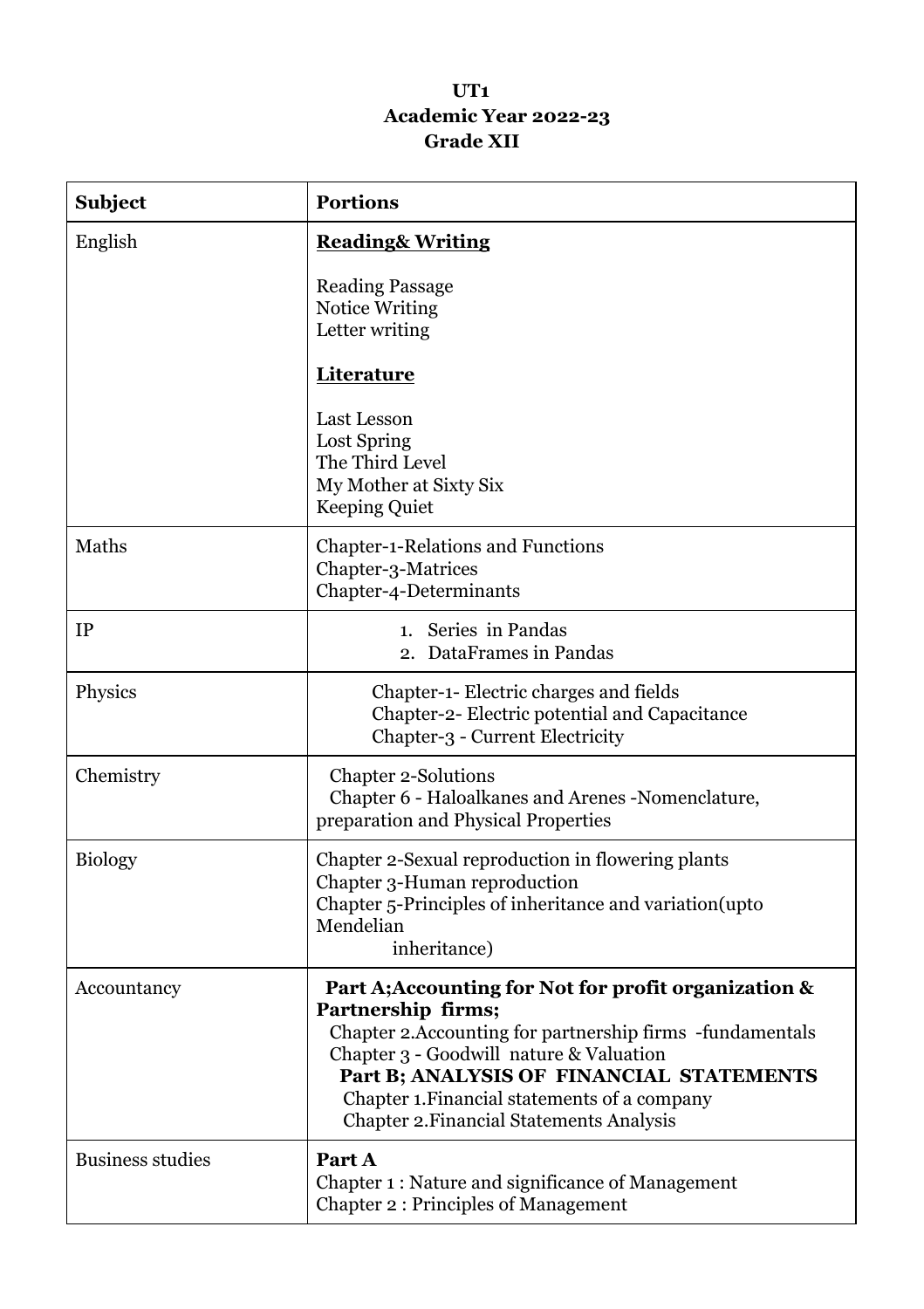**UT1**
**Academic Year 2022-23**
**Grade XII**

| Subject | Portions |
|---|---|
| English | **<u>Reading& Writing</u>**<br><br>Reading Passage<br>Notice Writing<br>Letter writing<br><br>**<u>Literature</u>**<br><br>Last Lesson<br>Lost Spring<br>The Third Level<br>My Mother at Sixty Six<br>Keeping Quiet |
| Maths | Chapter-1-Relations and Functions<br>Chapter-3-Matrices<br>Chapter-4-Determinants |
| IP | 1. Series in Pandas<br>2. DataFrames in Pandas |
| Physics | Chapter-1- Electric charges and fields<br>Chapter-2- Electric potential and Capacitance<br>Chapter-3 - Current Electricity |
| Chemistry | Chapter 2-Solutions<br>Chapter 6 - Haloalkanes and Arenes -Nomenclature, preparation and Physical Properties |
| Biology | Chapter 2-Sexual reproduction in flowering plants<br>Chapter 3-Human reproduction<br>Chapter 5-Principles of inheritance and variation(upto Mendelian inheritance) |
| Accountancy | **Part A;Accounting for Not for profit organization & Partnership firms;**<br>Chapter 2.Accounting for partnership firms -fundamentals<br>Chapter 3 - Goodwill nature & Valuation<br>**Part B; ANALYSIS OF FINANCIAL STATEMENTS**<br>Chapter 1.Financial statements of a company<br>Chapter 2.Financial Statements Analysis |
| Business studies | **Part A**<br>Chapter 1 : Nature and significance of Management<br>Chapter 2 : Principles of Management |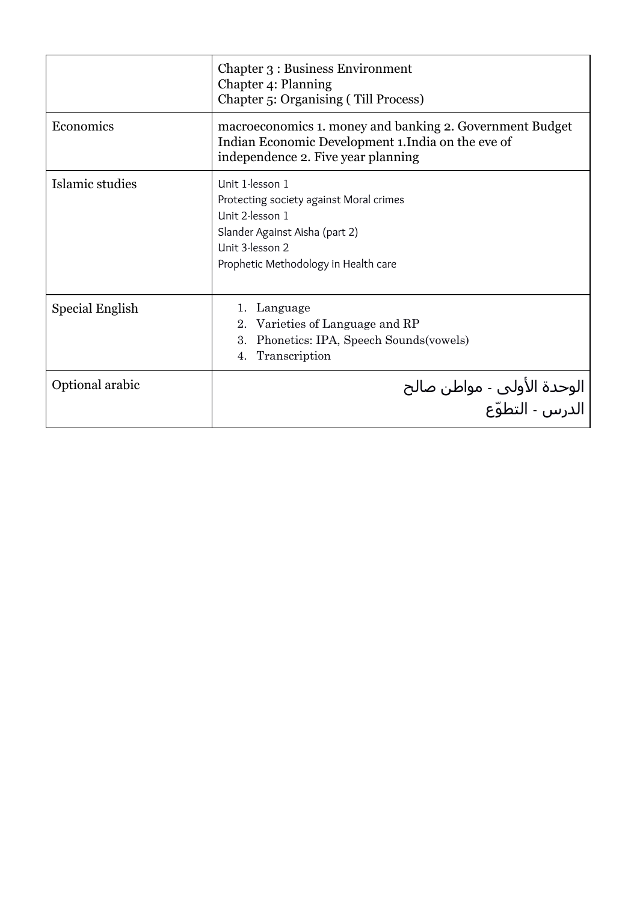| | |
|---|---|
| | Chapter 3 : Business Environment<br>Chapter 4: Planning<br>Chapter 5: Organising ( Till Process) |
| Economics | macroeconomics 1. money and banking 2. Government Budget<br>Indian Economic Development 1.India on the eve of independence 2. Five year planning |
| Islamic studies | Unit 1-lesson 1<br>Protecting society against Moral crimes<br>Unit 2-lesson 1<br>Slander Against Aisha (part 2)<br>Unit 3-lesson 2<br>Prophetic Methodology in Health care |
| Special English | 1. Language<br>2. Varieties of Language and RP<br>3. Phonetics: IPA, Speech Sounds(vowels)<br>4. Transcription |
| Optional arabic | الوحدة الأولى - مواطن صالح<br>الدرس - التطوّع |